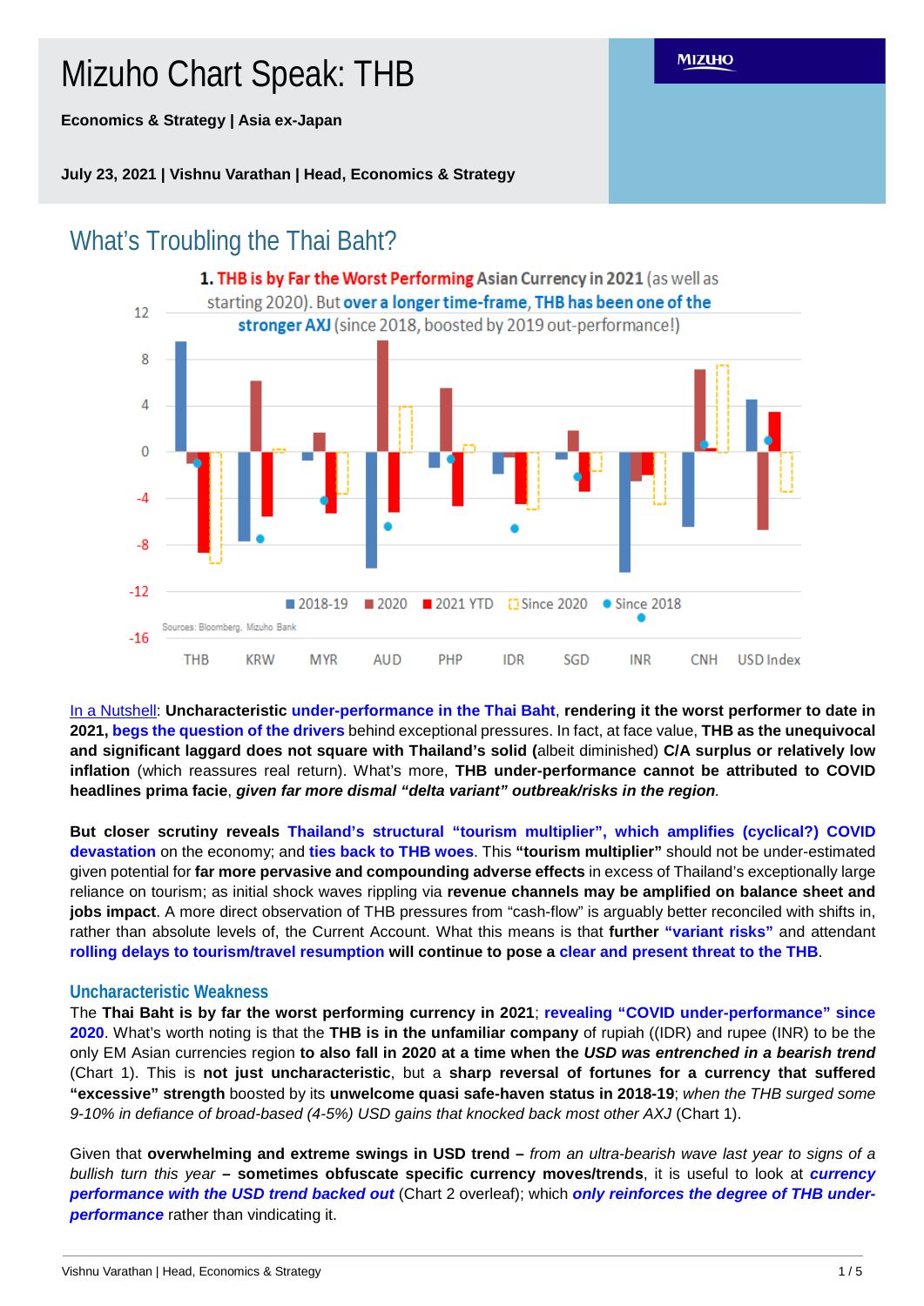# Mizuho Chart Speak: THB

**Economics & Strategy | Asia ex-Japan**

**July 23, 2021 | Vishnu Varathan | Head, Economics & Strategy**

## What's Troubling the Thai Baht?

**1. THB is by Far the Worst Performing Asian Currency in 2021** (as well as starting 2020). But **over a longer time-frame, THB has been one of the stronger AXJ** (since 2018, boosted by 2019 out-performance!)

Legend: 2018-19 | 2020 | 2021 YTD | Since 2020 | Since 2018

Categories: THB, KRW, MYR, AUD, PHP, IDR, SGD, INR, CNH, USD Index

Sources: Bloomberg, Mizuho Bank

In a Nutshell: **Uncharacteristic under-performance in the Thai Baht, rendering it the worst performer to date in 2021, begs the question of the drivers** behind exceptional pressures. In fact, at face value, **THB as the unequivocal and significant laggard does not square with Thailand's solid** (albeit diminished) **C/A surplus or relatively low inflation** (which reassures real return). What's more, **THB under-performance cannot be attributed to COVID headlines prima facie**, ***given far more dismal "delta variant" outbreak/risks in the region***.

**But closer scrutiny reveals Thailand's structural "tourism multiplier", which amplifies (cyclical?) COVID devastation** on the economy; and **ties back to THB woes**. This **"tourism multiplier"** should not be under-estimated given potential for **far more pervasive and compounding adverse effects** in excess of Thailand's exceptionally large reliance on tourism; as initial shock waves rippling via **revenue channels may be amplified on balance sheet and jobs impact**. A more direct observation of THB pressures from "cash-flow" is arguably better reconciled with shifts in, rather than absolute levels of, the Current Account. What this means is that **further "variant risks"** and attendant **rolling delays to tourism/travel resumption will continue to pose a clear and present threat to the THB**.

### Uncharacteristic Weakness

The **Thai Baht is by far the worst performing currency in 2021**; **revealing "COVID under-performance" since 2020**. What's worth noting is that the **THB is in the unfamiliar company** of rupiah ((IDR) and rupee (INR) to be the only EM Asian currencies region **to also fall in 2020 at a time when the** ***USD was entrenched in a bearish trend*** (Chart 1). This is **not just uncharacteristic**, but a **sharp reversal of fortunes for a currency that suffered "excessive" strength** boosted by its **unwelcome quasi safe-haven status in 2018-19**; *when the THB surged some 9-10% in defiance of broad-based (4-5%) USD gains that knocked back most other AXJ* (Chart 1).

Given that **overwhelming and extreme swings in USD trend –** *from an ultra-bearish wave last year to signs of a bullish turn this year* **– sometimes obfuscate specific currency moves/trends**, it is useful to look at ***currency performance with the USD trend backed out*** (Chart 2 overleaf); which ***only reinforces the degree of THB under-performance*** rather than vindicating it.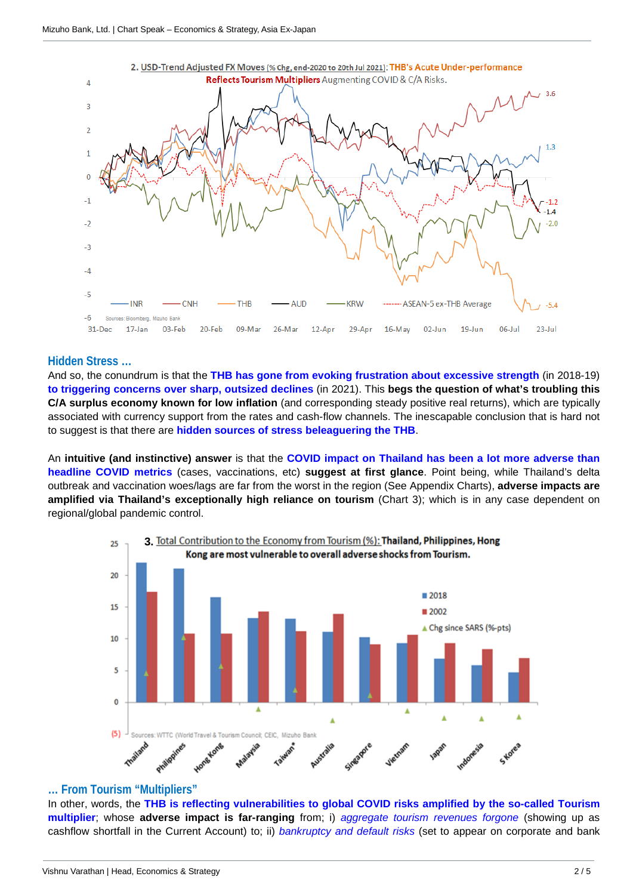**2. USD-Trend Adjusted FX Moves (% Chg, end-2020 to 20th Jul 2021): THB's Acute Under-performance Reflects Tourism Multipliers Augmenting COVID & C/A Risks.**

Sources: Bloomberg, Mizuho Bank

## Hidden Stress ...

And so, the conundrum is that the **THB has gone from evoking frustration about excessive strength** (in 2018-19) **to triggering concerns over sharp, outsized declines** (in 2021). This **begs the question of what's troubling this C/A surplus economy known for low inflation** (and corresponding steady positive real returns), which are typically associated with currency support from the rates and cash-flow channels. The inescapable conclusion that is hard not to suggest is that there are **hidden sources of stress beleaguering the THB**.

An **intuitive (and instinctive) answer** is that the **COVID impact on Thailand has been a lot more adverse than headline COVID metrics** (cases, vaccinations, etc) **suggest at first glance**. Point being, while Thailand's delta outbreak and vaccination woes/lags are far from the worst in the region (See Appendix Charts), **adverse impacts are amplified via Thailand's exceptionally high reliance on tourism** (Chart 3); which is in any case dependent on regional/global pandemic control.

**3. Total Contribution to the Economy from Tourism (%): Thailand, Philippines, Hong Kong are most vulnerable to overall adverse shocks from Tourism.**

Sources: WTTC (World Travel & Tourism Council; CEIC, Mizuho Bank

## ... From Tourism "Multipliers"

In other, words, the **THB is reflecting vulnerabilities to global COVID risks amplified by the so-called Tourism multiplier**; whose **adverse impact is far-ranging** from; i) *aggregate tourism revenues forgone* (showing up as cashflow shortfall in the Current Account) to; ii) *bankruptcy and default risks* (set to appear on corporate and bank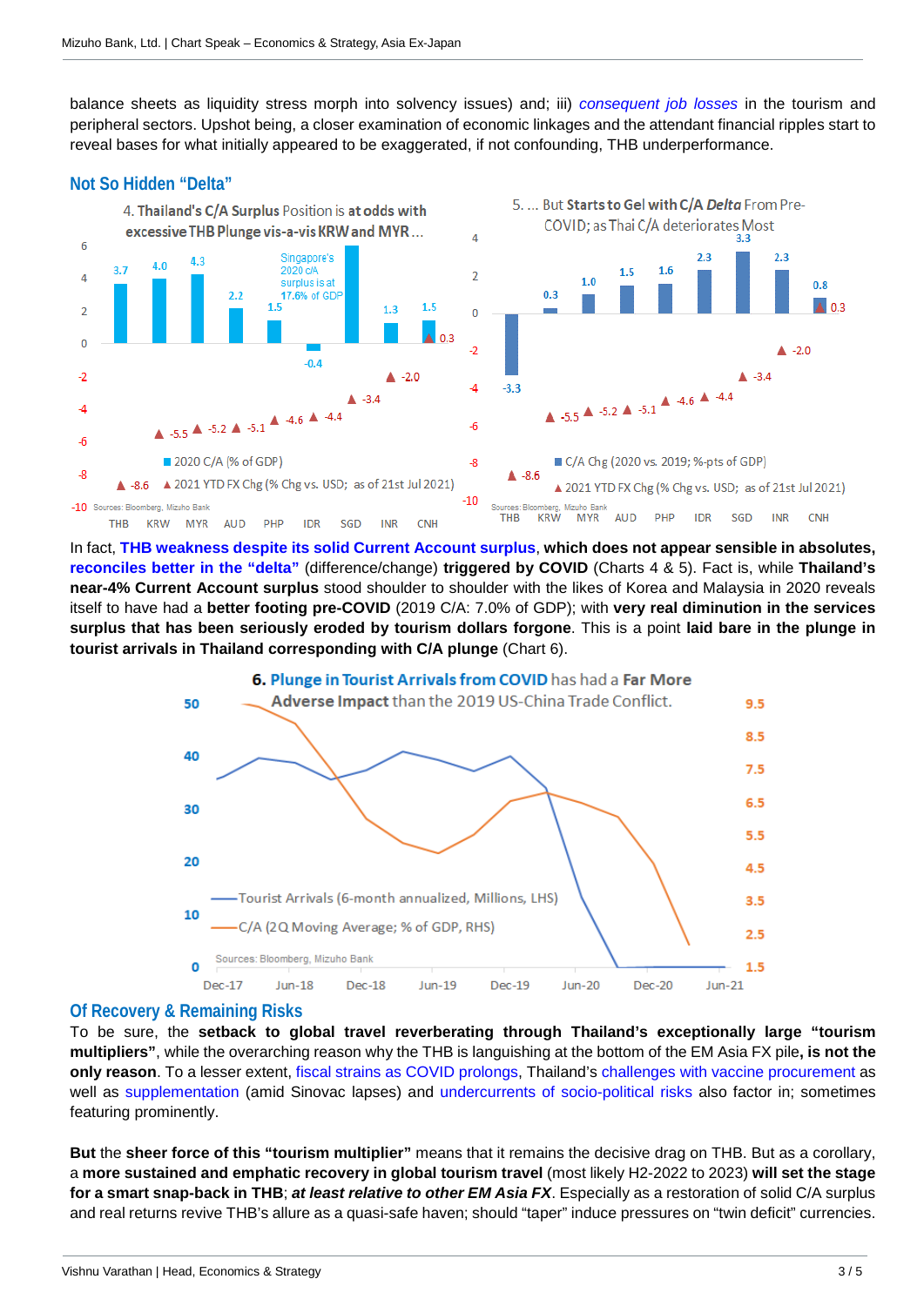balance sheets as liquidity stress morph into solvency issues) and; iii) *consequent job losses* in the tourism and peripheral sectors. Upshot being, a closer examination of economic linkages and the attendant financial ripples start to reveal bases for what initially appeared to be exaggerated, if not confounding, THB underperformance.

## Not So Hidden "Delta"

**4. Thailand's C/A Surplus Position is at odds with excessive THB Plunge vis-a-vis KRW and MYR…**

| | THB | KRW | MYR | AUD | PHP | IDR | SGD | INR | CNH |
|---|---|---|---|---|---|---|---|---|---|
| 2020 C/A (% of GDP) | 3.7 | 4.0 | 4.3 | 2.2 | 1.5 | -0.4 | 17.6 | 1.3 | 1.5 |
| 2021 YTD FX Chg (% Chg vs. USD; as of 21st Jul 2021) | -8.6 | -5.5 | -5.2 | -5.1 | -4.6 | -4.4 | -3.4 | -2.0 | 0.3 |

Singapore's 2020 C/A surplus is at 17.6% of GDP

Sources: Bloomberg, Mizuho Bank

**5. … But Starts to Gel with C/A *Delta* From Pre-COVID; as Thai C/A deteriorates Most**

| | THB | KRW | MYR | AUD | PHP | IDR | SGD | INR | CNH |
|---|---|---|---|---|---|---|---|---|---|
| C/A Chg (2020 vs. 2019; %-pts of GDP) | -3.3 | 0.3 | 1.0 | 1.5 | 1.6 | 2.3 | 3.3 | 2.3 | 0.8 |
| 2021 YTD FX Chg (% Chg vs. USD; as of 21st Jul 2021) | -8.6 | -5.5 | -5.2 | -5.1 | -4.6 | -4.4 | -3.4 | -2.0 | 0.3 |

Sources: Bloomberg, Mizuho Bank

In fact, **THB weakness despite its solid Current Account surplus**, **which does not appear sensible in absolutes, reconciles better in the "delta"** (difference/change) **triggered by COVID** (Charts 4 & 5). Fact is, while **Thailand's near-4% Current Account surplus** stood shoulder to shoulder with the likes of Korea and Malaysia in 2020 reveals itself to have had a **better footing pre-COVID** (2019 C/A: 7.0% of GDP); with **very real diminution in the services surplus that has been seriously eroded by tourism dollars forgone**. This is a point **laid bare in the plunge in tourist arrivals in Thailand corresponding with C/A plunge** (Chart 6).

**6. Plunge in Tourist Arrivals from COVID has had a Far More Adverse Impact than the 2019 US-China Trade Conflict.**

Tourist Arrivals (6-month annualized, Millions, LHS); C/A (2Q Moving Average; % of GDP, RHS)

Sources: Bloomberg, Mizuho Bank

## Of Recovery & Remaining Risks

To be sure, the **setback to global travel reverberating through Thailand's exceptionally large "tourism multipliers"**, while the overarching reason why the THB is languishing at the bottom of the EM Asia FX pile**, is not the only reason**. To a lesser extent, fiscal strains as COVID prolongs, Thailand's challenges with vaccine procurement as well as supplementation (amid Sinovac lapses) and undercurrents of socio-political risks also factor in; sometimes featuring prominently.

**But** the **sheer force of this "tourism multiplier"** means that it remains the decisive drag on THB. But as a corollary, a **more sustained and emphatic recovery in global tourism travel** (most likely H2-2022 to 2023) **will set the stage for a smart snap-back in THB**; ***at least relative to other EM Asia FX***. Especially as a restoration of solid C/A surplus and real returns revive THB's allure as a quasi-safe haven; should "taper" induce pressures on "twin deficit" currencies.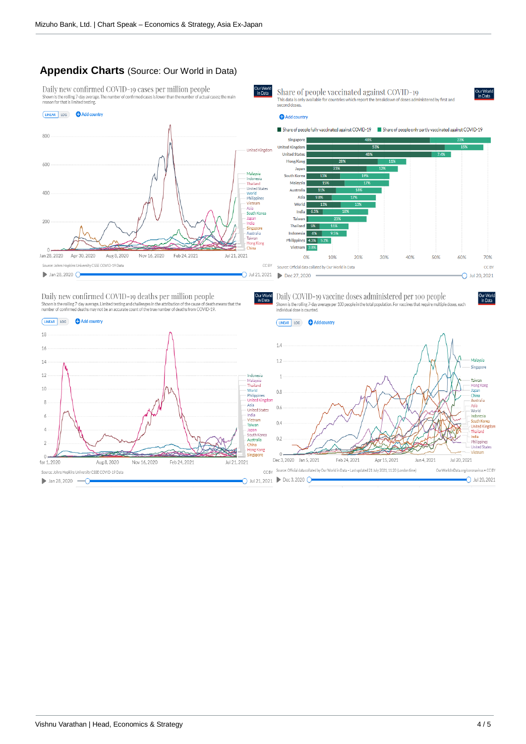## Appendix Charts (Source: Our World in Data)

### Daily new confirmed COVID-19 cases per million people

Shown is the rolling 7-day average. The number of confirmed cases is lower than the number of actual cases; the main reason for that is limited testing.

Source: Johns Hopkins University CSSE COVID-19 Data

### Share of people vaccinated against COVID-19

This data is only available for countries which report the breakdown of doses administered by first and second doses.

| Country | Share of people fully vaccinated against COVID-19 | Share of people only partly vaccinated against COVID-19 |
|---|---|---|
| Singapore | 48% | 23% |
| United Kingdom | 53% | 15% |
| United States | 48% | 7.4% |
| Hong Kong | 28% | 11% |
| Japan | 23% | 12% |
| South Korea | 13% | 19% |
| Malaysia | 15% | 17% |
| Australia | 11% | 18% |
| Asia | 9.8% | 17% |
| World | 13% | 13% |
| India | 6.3% | 18% |
| Taiwan | | 23% |
| Thailand | 5% | 11% |
| Indonesia | 6% | 9.5% |
| Philippines | 4.3% | 5.2% |
| Vietnam | 3.8% | |

Source: Official data collated by Our World in Data

### Daily new confirmed COVID-19 deaths per million people

Shown is the rolling 7-day average. Limited testing and challenges in the attribution of the cause of death means that the number of confirmed deaths may not be an accurate count of the true number of deaths from COVID-19.

Source: Johns Hopkins University CSSE COVID-19 Data

### Daily COVID-19 vaccine doses administered per 100 people

Shown is the rolling 7-day average per 100 people in the total population. For vaccines that require multiple doses, each individual dose is counted.

Source: Official data collated by Our World in Data – Last updated 21 July 2021, 11:20 (London time)

OurWorldInData.org/coronavirus • CC BY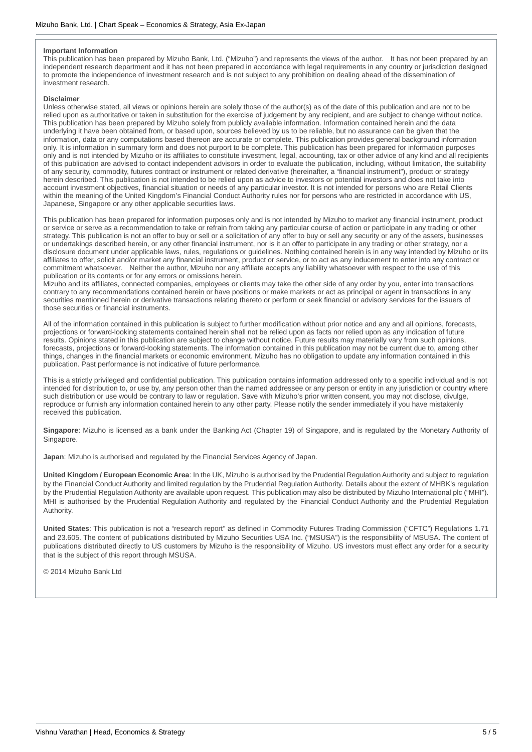**Important Information**

This publication has been prepared by Mizuho Bank, Ltd. ("Mizuho") and represents the views of the author. It has not been prepared by an independent research department and it has not been prepared in accordance with legal requirements in any country or jurisdiction designed to promote the independence of investment research and is not subject to any prohibition on dealing ahead of the dissemination of investment research.

**Disclaimer**

Unless otherwise stated, all views or opinions herein are solely those of the author(s) as of the date of this publication and are not to be relied upon as authoritative or taken in substitution for the exercise of judgement by any recipient, and are subject to change without notice. This publication has been prepared by Mizuho solely from publicly available information. Information contained herein and the data underlying it have been obtained from, or based upon, sources believed by us to be reliable, but no assurance can be given that the information, data or any computations based thereon are accurate or complete. This publication provides general background information only. It is information in summary form and does not purport to be complete. This publication has been prepared for information purposes only and is not intended by Mizuho or its affiliates to constitute investment, legal, accounting, tax or other advice of any kind and all recipients of this publication are advised to contact independent advisors in order to evaluate the publication, including, without limitation, the suitability of any security, commodity, futures contract or instrument or related derivative (hereinafter, a "financial instrument"), product or strategy herein described. This publication is not intended to be relied upon as advice to investors or potential investors and does not take into account investment objectives, financial situation or needs of any particular investor. It is not intended for persons who are Retail Clients within the meaning of the United Kingdom's Financial Conduct Authority rules nor for persons who are restricted in accordance with US, Japanese, Singapore or any other applicable securities laws.

This publication has been prepared for information purposes only and is not intended by Mizuho to market any financial instrument, product or service or serve as a recommendation to take or refrain from taking any particular course of action or participate in any trading or other strategy. This publication is not an offer to buy or sell or a solicitation of any offer to buy or sell any security or any of the assets, businesses or undertakings described herein, or any other financial instrument, nor is it an offer to participate in any trading or other strategy, nor a disclosure document under applicable laws, rules, regulations or guidelines. Nothing contained herein is in any way intended by Mizuho or its affiliates to offer, solicit and/or market any financial instrument, product or service, or to act as any inducement to enter into any contract or commitment whatsoever. Neither the author, Mizuho nor any affiliate accepts any liability whatsoever with respect to the use of this publication or its contents or for any errors or omissions herein.
Mizuho and its affiliates, connected companies, employees or clients may take the other side of any order by you, enter into transactions contrary to any recommendations contained herein or have positions or make markets or act as principal or agent in transactions in any securities mentioned herein or derivative transactions relating thereto or perform or seek financial or advisory services for the issuers of those securities or financial instruments.

All of the information contained in this publication is subject to further modification without prior notice and any and all opinions, forecasts, projections or forward-looking statements contained herein shall not be relied upon as facts nor relied upon as any indication of future results. Opinions stated in this publication are subject to change without notice. Future results may materially vary from such opinions, forecasts, projections or forward-looking statements. The information contained in this publication may not be current due to, among other things, changes in the financial markets or economic environment. Mizuho has no obligation to update any information contained in this publication. Past performance is not indicative of future performance.

This is a strictly privileged and confidential publication. This publication contains information addressed only to a specific individual and is not intended for distribution to, or use by, any person other than the named addressee or any person or entity in any jurisdiction or country where such distribution or use would be contrary to law or regulation. Save with Mizuho's prior written consent, you may not disclose, divulge, reproduce or furnish any information contained herein to any other party. Please notify the sender immediately if you have mistakenly received this publication.

**Singapore**: Mizuho is licensed as a bank under the Banking Act (Chapter 19) of Singapore, and is regulated by the Monetary Authority of Singapore.

**Japan**: Mizuho is authorised and regulated by the Financial Services Agency of Japan.

**United Kingdom / European Economic Area**: In the UK, Mizuho is authorised by the Prudential Regulation Authority and subject to regulation by the Financial Conduct Authority and limited regulation by the Prudential Regulation Authority. Details about the extent of MHBK's regulation by the Prudential Regulation Authority are available upon request. This publication may also be distributed by Mizuho International plc ("MHI"). MHI is authorised by the Prudential Regulation Authority and regulated by the Financial Conduct Authority and the Prudential Regulation Authority.

**United States**: This publication is not a "research report" as defined in Commodity Futures Trading Commission ("CFTC") Regulations 1.71 and 23.605. The content of publications distributed by Mizuho Securities USA Inc. ("MSUSA") is the responsibility of MSUSA. The content of publications distributed directly to US customers by Mizuho is the responsibility of Mizuho. US investors must effect any order for a security that is the subject of this report through MSUSA.

© 2014 Mizuho Bank Ltd